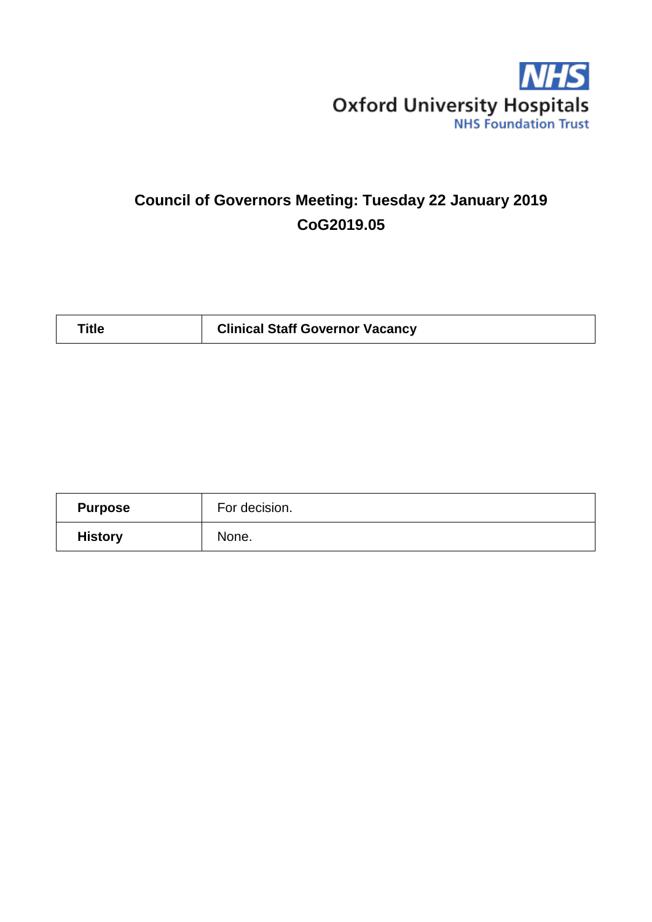Oxford University Hospitals
NHS Foundation Trust

# Council of Governors Meeting: Tuesday 22 January 2019
## CoG2019.05

| **Title** | **Clinical Staff Governor Vacancy** |
|---|---|

| **Purpose** | For decision. |
|---|---|
| **History** | None. |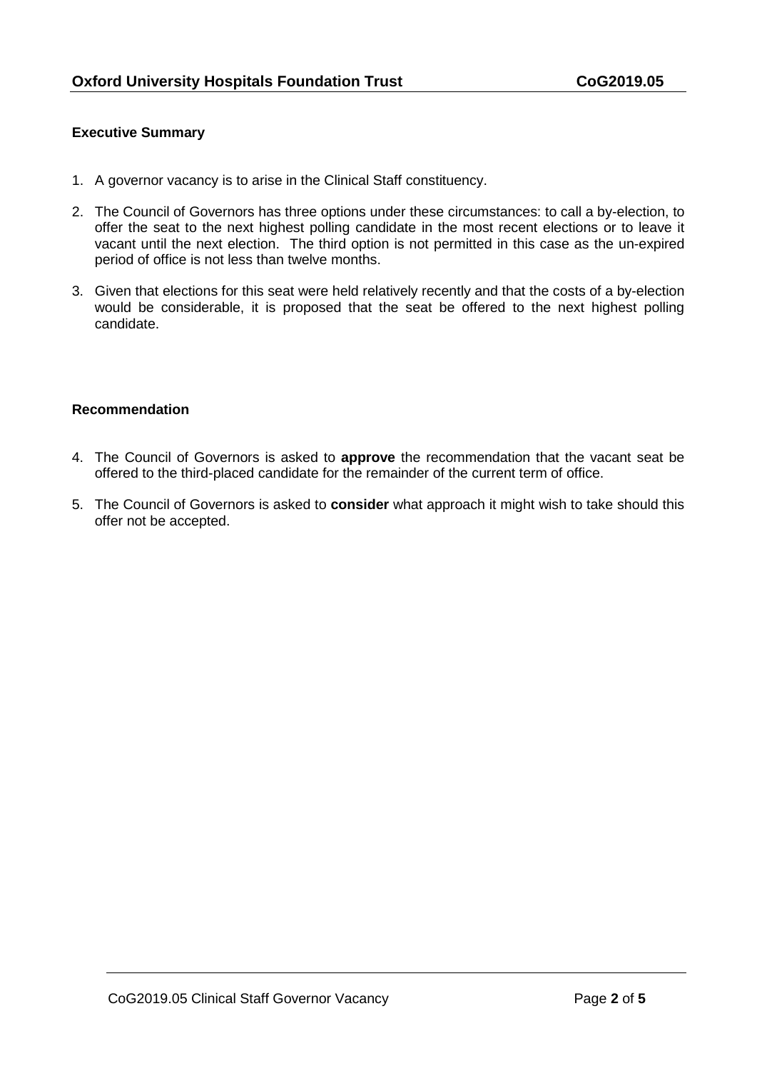**Executive Summary**

1. A governor vacancy is to arise in the Clinical Staff constituency.
2. The Council of Governors has three options under these circumstances: to call a by-election, to offer the seat to the next highest polling candidate in the most recent elections or to leave it vacant until the next election. The third option is not permitted in this case as the un-expired period of office is not less than twelve months.
3. Given that elections for this seat were held relatively recently and that the costs of a by-election would be considerable, it is proposed that the seat be offered to the next highest polling candidate.

**Recommendation**

4. The Council of Governors is asked to **approve** the recommendation that the vacant seat be offered to the third-placed candidate for the remainder of the current term of office.
5. The Council of Governors is asked to **consider** what approach it might wish to take should this offer not be accepted.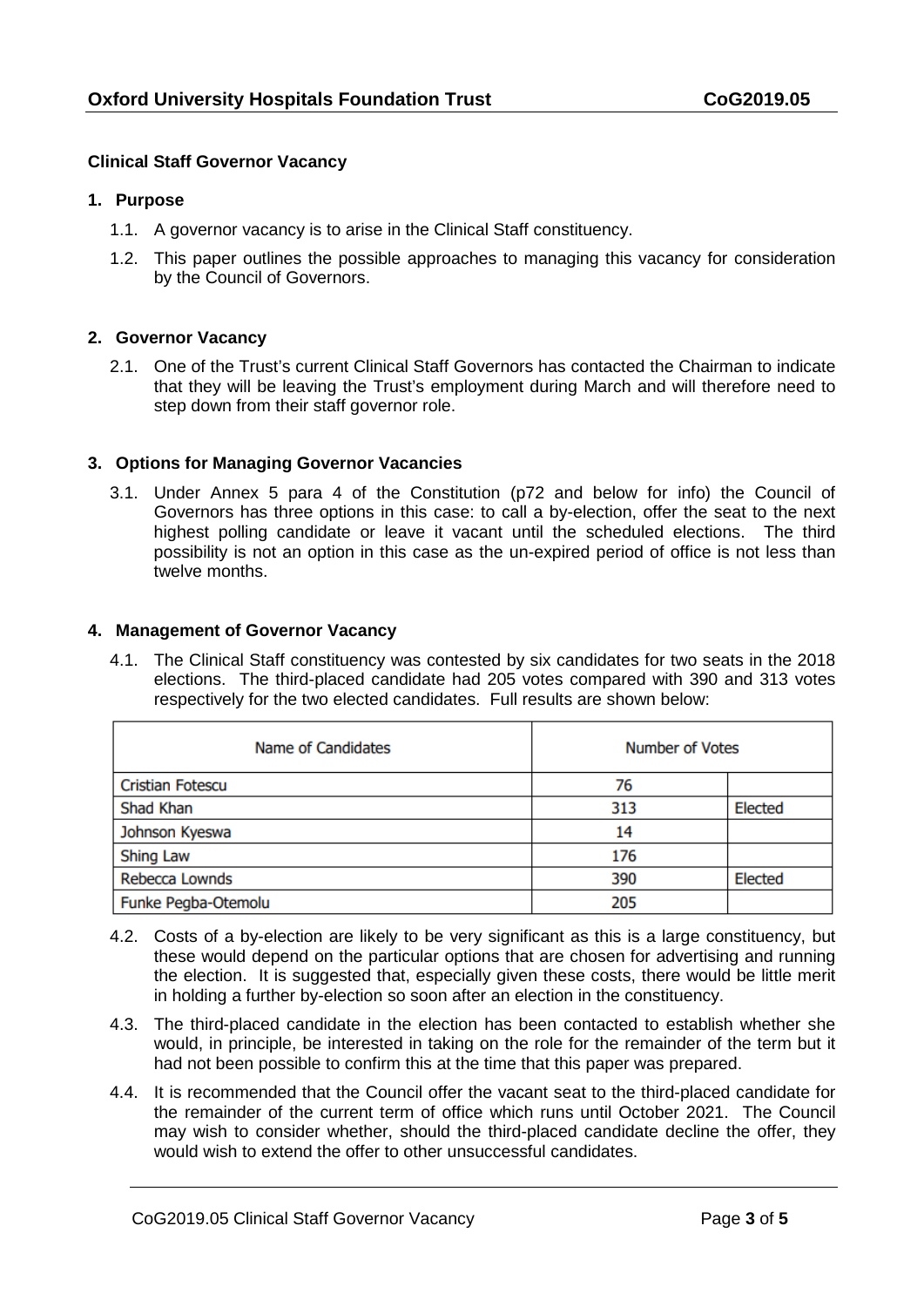## Clinical Staff Governor Vacancy

### 1. Purpose

1.1. A governor vacancy is to arise in the Clinical Staff constituency.

1.2. This paper outlines the possible approaches to managing this vacancy for consideration by the Council of Governors.

### 2. Governor Vacancy

2.1. One of the Trust's current Clinical Staff Governors has contacted the Chairman to indicate that they will be leaving the Trust's employment during March and will therefore need to step down from their staff governor role.

### 3. Options for Managing Governor Vacancies

3.1. Under Annex 5 para 4 of the Constitution (p72 and below for info) the Council of Governors has three options in this case: to call a by-election, offer the seat to the next highest polling candidate or leave it vacant until the scheduled elections. The third possibility is not an option in this case as the un-expired period of office is not less than twelve months.

### 4. Management of Governor Vacancy

4.1. The Clinical Staff constituency was contested by six candidates for two seats in the 2018 elections. The third-placed candidate had 205 votes compared with 390 and 313 votes respectively for the two elected candidates. Full results are shown below:

| Name of Candidates | Number of Votes | |
|---|---|---|
| Cristian Fotescu | 76 | |
| Shad Khan | 313 | Elected |
| Johnson Kyeswa | 14 | |
| Shing Law | 176 | |
| Rebecca Lownds | 390 | Elected |
| Funke Pegba-Otemolu | 205 | |

4.2. Costs of a by-election are likely to be very significant as this is a large constituency, but these would depend on the particular options that are chosen for advertising and running the election. It is suggested that, especially given these costs, there would be little merit in holding a further by-election so soon after an election in the constituency.

4.3. The third-placed candidate in the election has been contacted to establish whether she would, in principle, be interested in taking on the role for the remainder of the term but it had not been possible to confirm this at the time that this paper was prepared.

4.4. It is recommended that the Council offer the vacant seat to the third-placed candidate for the remainder of the current term of office which runs until October 2021. The Council may wish to consider whether, should the third-placed candidate decline the offer, they would wish to extend the offer to other unsuccessful candidates.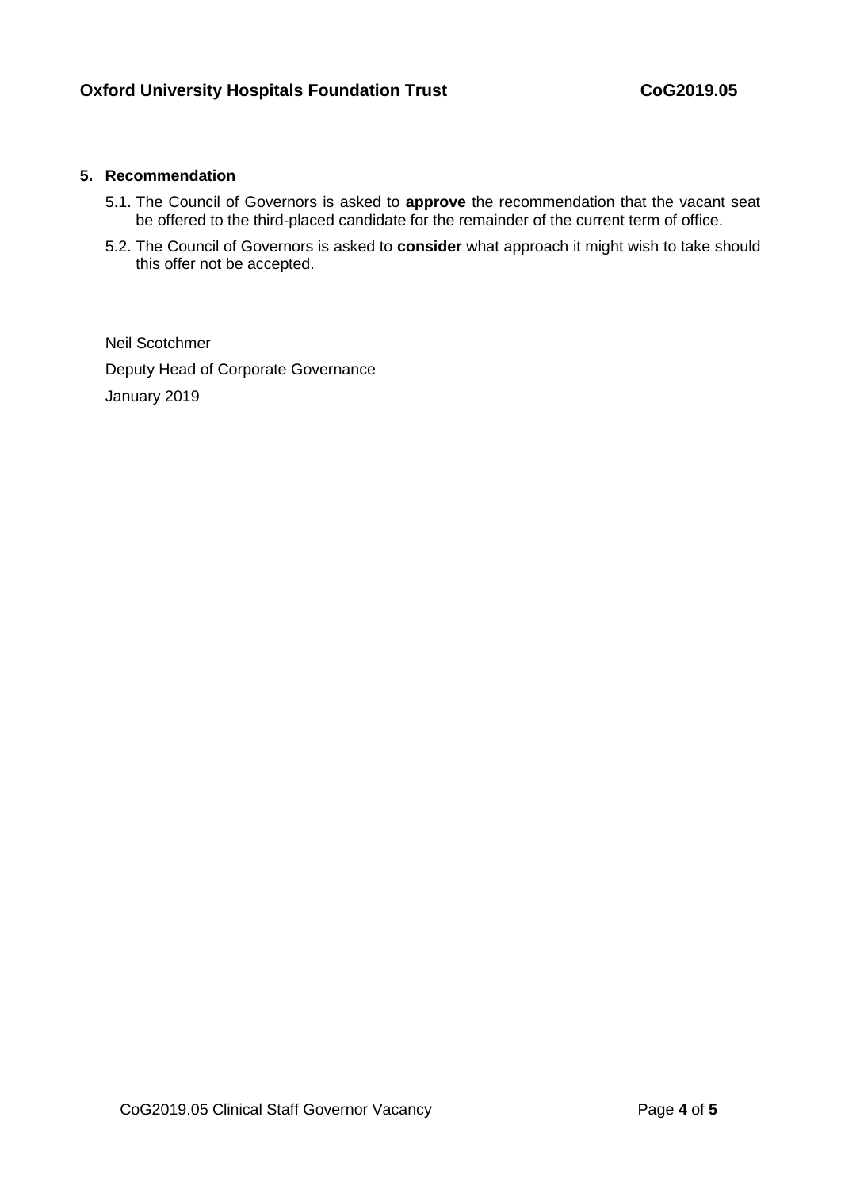## 5. Recommendation

5.1. The Council of Governors is asked to **approve** the recommendation that the vacant seat be offered to the third-placed candidate for the remainder of the current term of office.

5.2. The Council of Governors is asked to **consider** what approach it might wish to take should this offer not be accepted.

Neil Scotchmer

Deputy Head of Corporate Governance

January 2019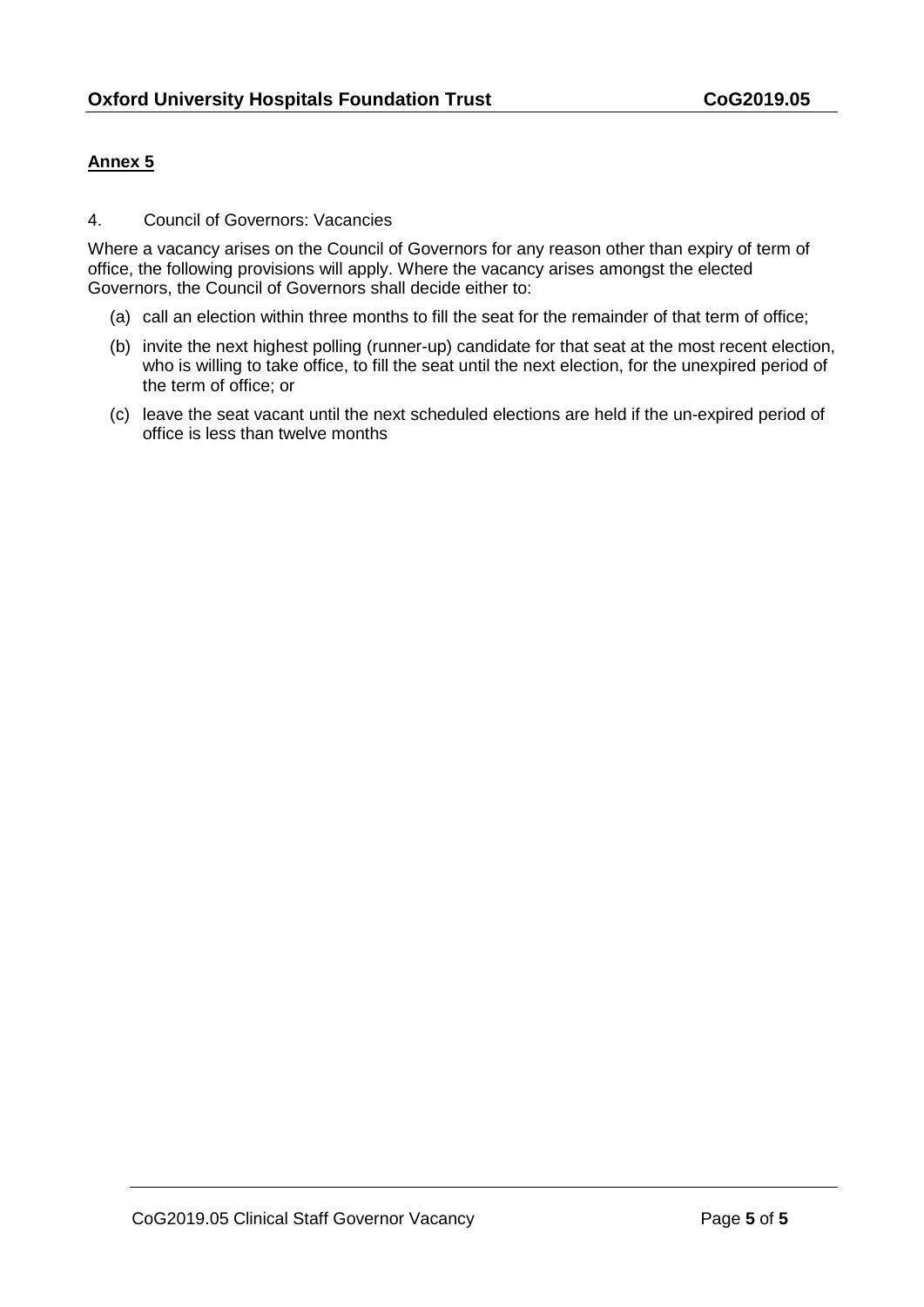**Annex 5**

4. Council of Governors: Vacancies

Where a vacancy arises on the Council of Governors for any reason other than expiry of term of office, the following provisions will apply. Where the vacancy arises amongst the elected Governors, the Council of Governors shall decide either to:

(a) call an election within three months to fill the seat for the remainder of that term of office;

(b) invite the next highest polling (runner-up) candidate for that seat at the most recent election, who is willing to take office, to fill the seat until the next election, for the unexpired period of the term of office; or

(c) leave the seat vacant until the next scheduled elections are held if the un-expired period of office is less than twelve months